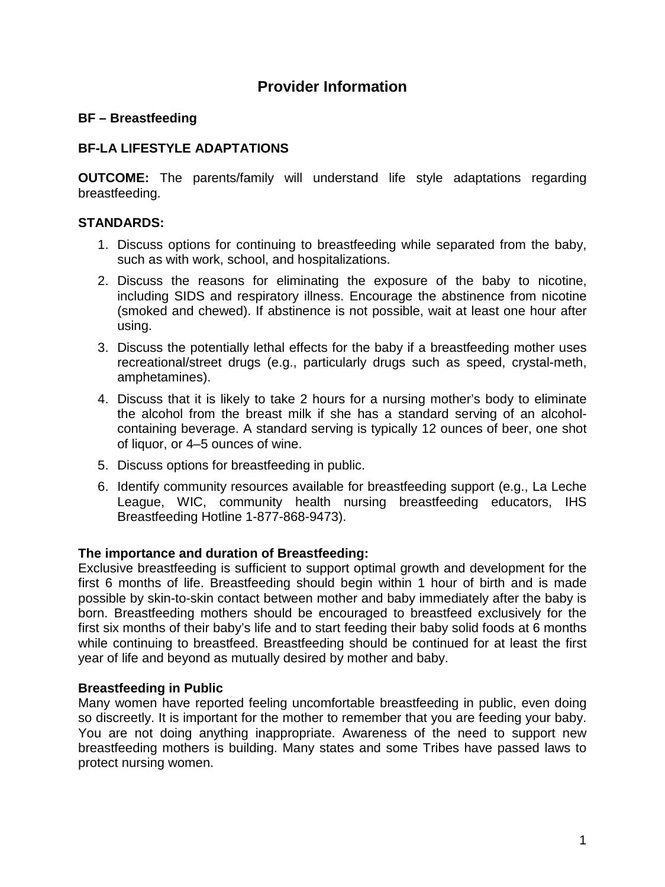# Provider Information

## BF – Breastfeeding

### BF-LA LIFESTYLE ADAPTATIONS

**OUTCOME:** The parents/family will understand life style adaptations regarding breastfeeding.

**STANDARDS:**

1. Discuss options for continuing to breastfeeding while separated from the baby, such as with work, school, and hospitalizations.
2. Discuss the reasons for eliminating the exposure of the baby to nicotine, including SIDS and respiratory illness. Encourage the abstinence from nicotine (smoked and chewed). If abstinence is not possible, wait at least one hour after using.
3. Discuss the potentially lethal effects for the baby if a breastfeeding mother uses recreational/street drugs (e.g., particularly drugs such as speed, crystal-meth, amphetamines).
4. Discuss that it is likely to take 2 hours for a nursing mother's body to eliminate the alcohol from the breast milk if she has a standard serving of an alcohol-containing beverage. A standard serving is typically 12 ounces of beer, one shot of liquor, or 4–5 ounces of wine.
5. Discuss options for breastfeeding in public.
6. Identify community resources available for breastfeeding support (e.g., La Leche League, WIC, community health nursing breastfeeding educators, IHS Breastfeeding Hotline 1-877-868-9473).

**The importance and duration of Breastfeeding:**
Exclusive breastfeeding is sufficient to support optimal growth and development for the first 6 months of life. Breastfeeding should begin within 1 hour of birth and is made possible by skin-to-skin contact between mother and baby immediately after the baby is born. Breastfeeding mothers should be encouraged to breastfeed exclusively for the first six months of their baby's life and to start feeding their baby solid foods at 6 months while continuing to breastfeed. Breastfeeding should be continued for at least the first year of life and beyond as mutually desired by mother and baby.

**Breastfeeding in Public**
Many women have reported feeling uncomfortable breastfeeding in public, even doing so discreetly. It is important for the mother to remember that you are feeding your baby. You are not doing anything inappropriate. Awareness of the need to support new breastfeeding mothers is building. Many states and some Tribes have passed laws to protect nursing women.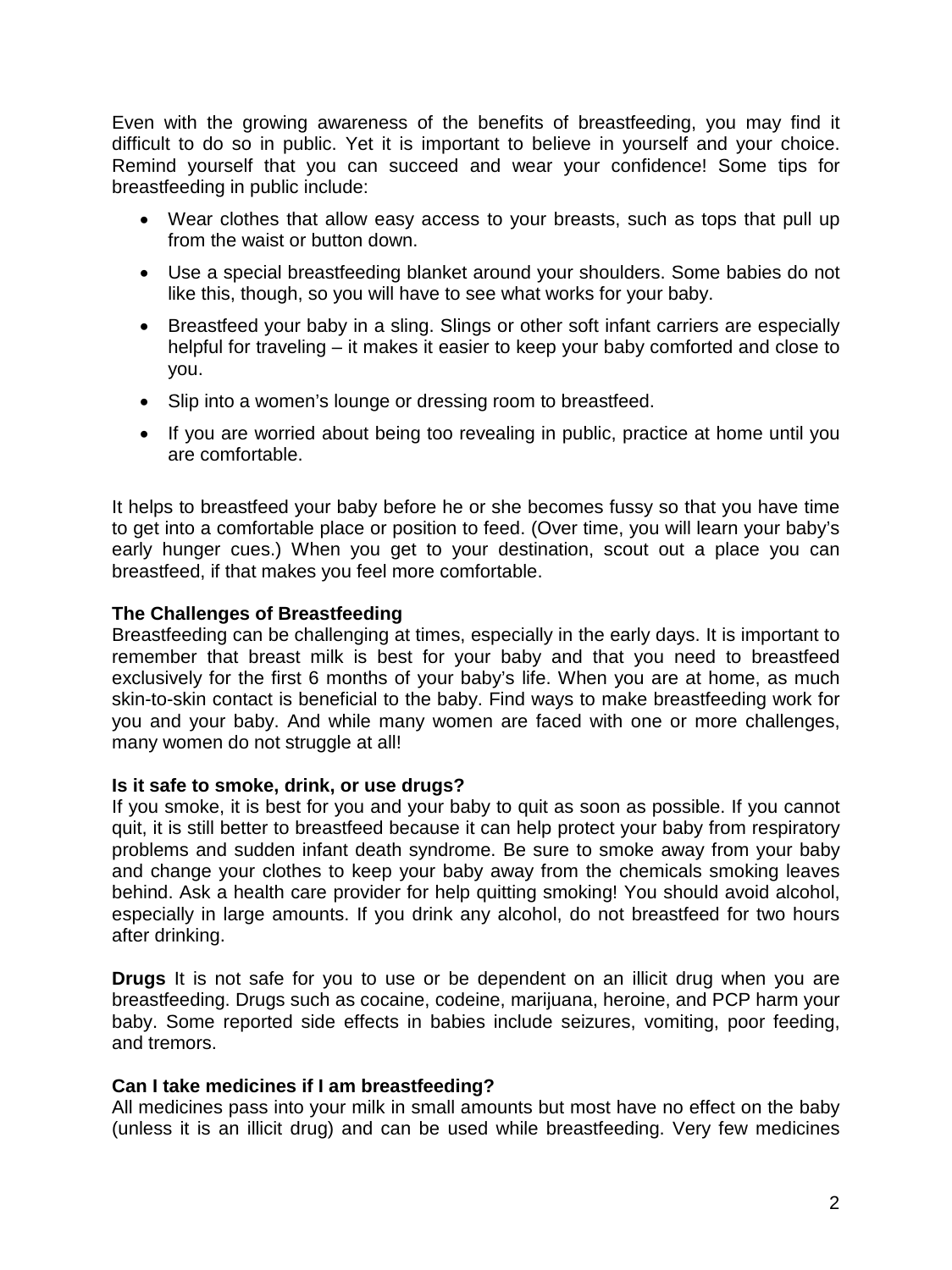Even with the growing awareness of the benefits of breastfeeding, you may find it difficult to do so in public. Yet it is important to believe in yourself and your choice. Remind yourself that you can succeed and wear your confidence! Some tips for breastfeeding in public include:

- Wear clothes that allow easy access to your breasts, such as tops that pull up from the waist or button down.
- Use a special breastfeeding blanket around your shoulders. Some babies do not like this, though, so you will have to see what works for your baby.
- Breastfeed your baby in a sling. Slings or other soft infant carriers are especially helpful for traveling – it makes it easier to keep your baby comforted and close to you.
- Slip into a women's lounge or dressing room to breastfeed.
- If you are worried about being too revealing in public, practice at home until you are comfortable.

It helps to breastfeed your baby before he or she becomes fussy so that you have time to get into a comfortable place or position to feed. (Over time, you will learn your baby's early hunger cues.) When you get to your destination, scout out a place you can breastfeed, if that makes you feel more comfortable.

**The Challenges of Breastfeeding**

Breastfeeding can be challenging at times, especially in the early days. It is important to remember that breast milk is best for your baby and that you need to breastfeed exclusively for the first 6 months of your baby's life. When you are at home, as much skin-to-skin contact is beneficial to the baby. Find ways to make breastfeeding work for you and your baby. And while many women are faced with one or more challenges, many women do not struggle at all!

**Is it safe to smoke, drink, or use drugs?**

If you smoke, it is best for you and your baby to quit as soon as possible. If you cannot quit, it is still better to breastfeed because it can help protect your baby from respiratory problems and sudden infant death syndrome. Be sure to smoke away from your baby and change your clothes to keep your baby away from the chemicals smoking leaves behind. Ask a health care provider for help quitting smoking! You should avoid alcohol, especially in large amounts. If you drink any alcohol, do not breastfeed for two hours after drinking.

**Drugs** It is not safe for you to use or be dependent on an illicit drug when you are breastfeeding. Drugs such as cocaine, codeine, marijuana, heroine, and PCP harm your baby. Some reported side effects in babies include seizures, vomiting, poor feeding, and tremors.

**Can I take medicines if I am breastfeeding?**

All medicines pass into your milk in small amounts but most have no effect on the baby (unless it is an illicit drug) and can be used while breastfeeding. Very few medicines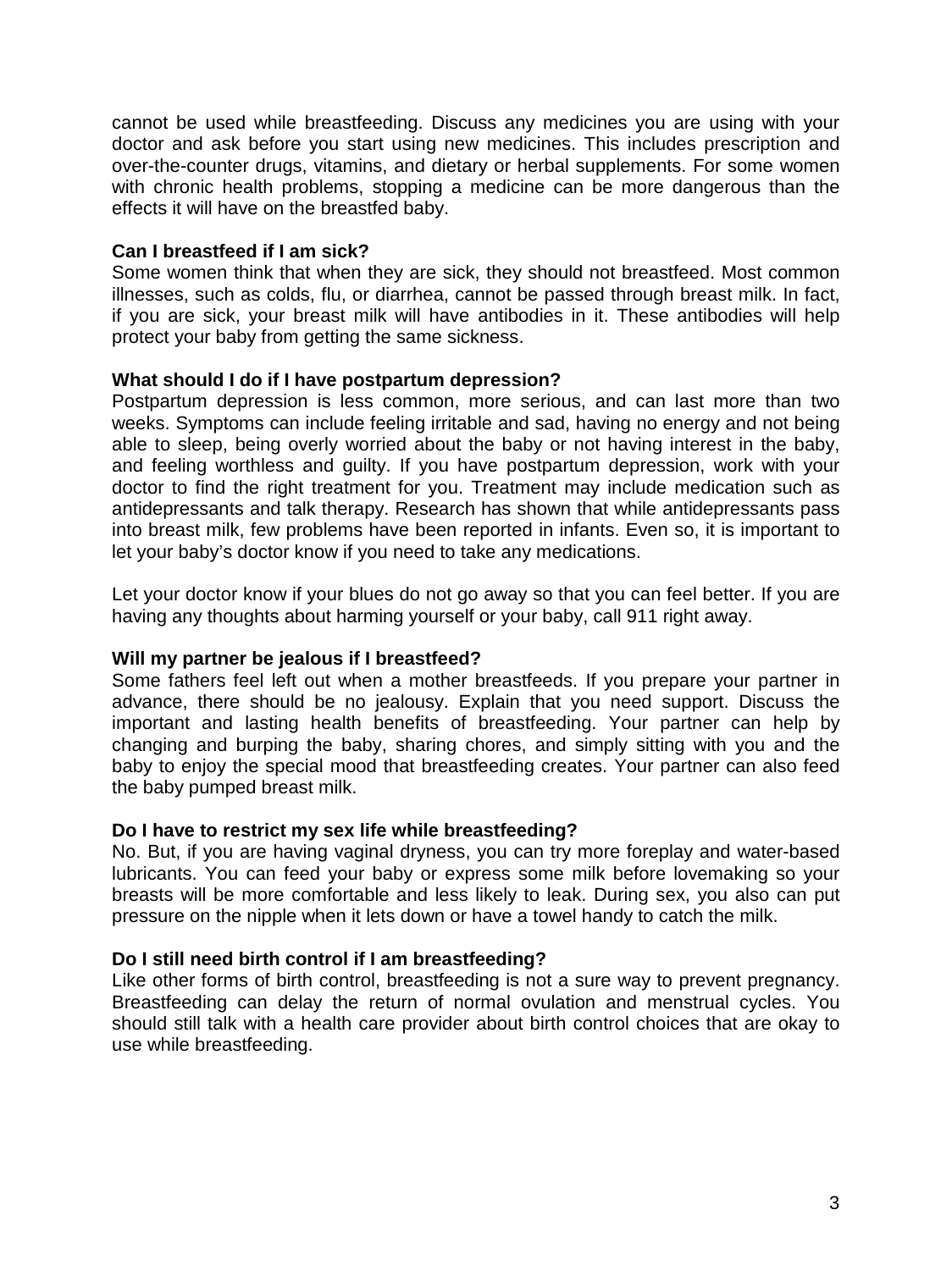cannot be used while breastfeeding. Discuss any medicines you are using with your doctor and ask before you start using new medicines. This includes prescription and over-the-counter drugs, vitamins, and dietary or herbal supplements. For some women with chronic health problems, stopping a medicine can be more dangerous than the effects it will have on the breastfed baby.

**Can I breastfeed if I am sick?**
Some women think that when they are sick, they should not breastfeed. Most common illnesses, such as colds, flu, or diarrhea, cannot be passed through breast milk. In fact, if you are sick, your breast milk will have antibodies in it. These antibodies will help protect your baby from getting the same sickness.

**What should I do if I have postpartum depression?**
Postpartum depression is less common, more serious, and can last more than two weeks. Symptoms can include feeling irritable and sad, having no energy and not being able to sleep, being overly worried about the baby or not having interest in the baby, and feeling worthless and guilty. If you have postpartum depression, work with your doctor to find the right treatment for you. Treatment may include medication such as antidepressants and talk therapy. Research has shown that while antidepressants pass into breast milk, few problems have been reported in infants. Even so, it is important to let your baby's doctor know if you need to take any medications.

Let your doctor know if your blues do not go away so that you can feel better. If you are having any thoughts about harming yourself or your baby, call 911 right away.

**Will my partner be jealous if I breastfeed?**
Some fathers feel left out when a mother breastfeeds. If you prepare your partner in advance, there should be no jealousy. Explain that you need support. Discuss the important and lasting health benefits of breastfeeding. Your partner can help by changing and burping the baby, sharing chores, and simply sitting with you and the baby to enjoy the special mood that breastfeeding creates. Your partner can also feed the baby pumped breast milk.

**Do I have to restrict my sex life while breastfeeding?**
No. But, if you are having vaginal dryness, you can try more foreplay and water-based lubricants. You can feed your baby or express some milk before lovemaking so your breasts will be more comfortable and less likely to leak. During sex, you also can put pressure on the nipple when it lets down or have a towel handy to catch the milk.

**Do I still need birth control if I am breastfeeding?**
Like other forms of birth control, breastfeeding is not a sure way to prevent pregnancy. Breastfeeding can delay the return of normal ovulation and menstrual cycles. You should still talk with a health care provider about birth control choices that are okay to use while breastfeeding.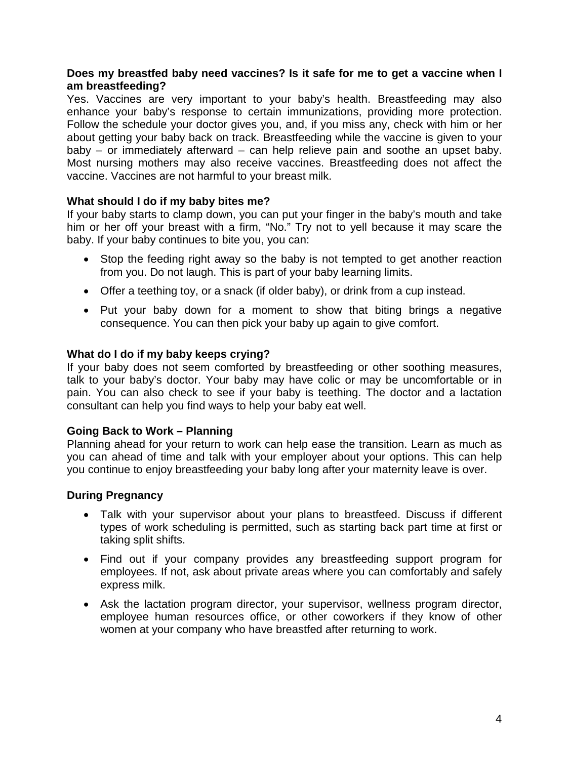**Does my breastfed baby need vaccines? Is it safe for me to get a vaccine when I am breastfeeding?**

Yes. Vaccines are very important to your baby's health. Breastfeeding may also enhance your baby's response to certain immunizations, providing more protection. Follow the schedule your doctor gives you, and, if you miss any, check with him or her about getting your baby back on track. Breastfeeding while the vaccine is given to your baby – or immediately afterward – can help relieve pain and soothe an upset baby. Most nursing mothers may also receive vaccines. Breastfeeding does not affect the vaccine. Vaccines are not harmful to your breast milk.

**What should I do if my baby bites me?**

If your baby starts to clamp down, you can put your finger in the baby's mouth and take him or her off your breast with a firm, "No." Try not to yell because it may scare the baby. If your baby continues to bite you, you can:

- Stop the feeding right away so the baby is not tempted to get another reaction from you. Do not laugh. This is part of your baby learning limits.
- Offer a teething toy, or a snack (if older baby), or drink from a cup instead.
- Put your baby down for a moment to show that biting brings a negative consequence. You can then pick your baby up again to give comfort.

**What do I do if my baby keeps crying?**

If your baby does not seem comforted by breastfeeding or other soothing measures, talk to your baby's doctor. Your baby may have colic or may be uncomfortable or in pain. You can also check to see if your baby is teething. The doctor and a lactation consultant can help you find ways to help your baby eat well.

**Going Back to Work – Planning**

Planning ahead for your return to work can help ease the transition. Learn as much as you can ahead of time and talk with your employer about your options. This can help you continue to enjoy breastfeeding your baby long after your maternity leave is over.

**During Pregnancy**

- Talk with your supervisor about your plans to breastfeed. Discuss if different types of work scheduling is permitted, such as starting back part time at first or taking split shifts.
- Find out if your company provides any breastfeeding support program for employees. If not, ask about private areas where you can comfortably and safely express milk.
- Ask the lactation program director, your supervisor, wellness program director, employee human resources office, or other coworkers if they know of other women at your company who have breastfed after returning to work.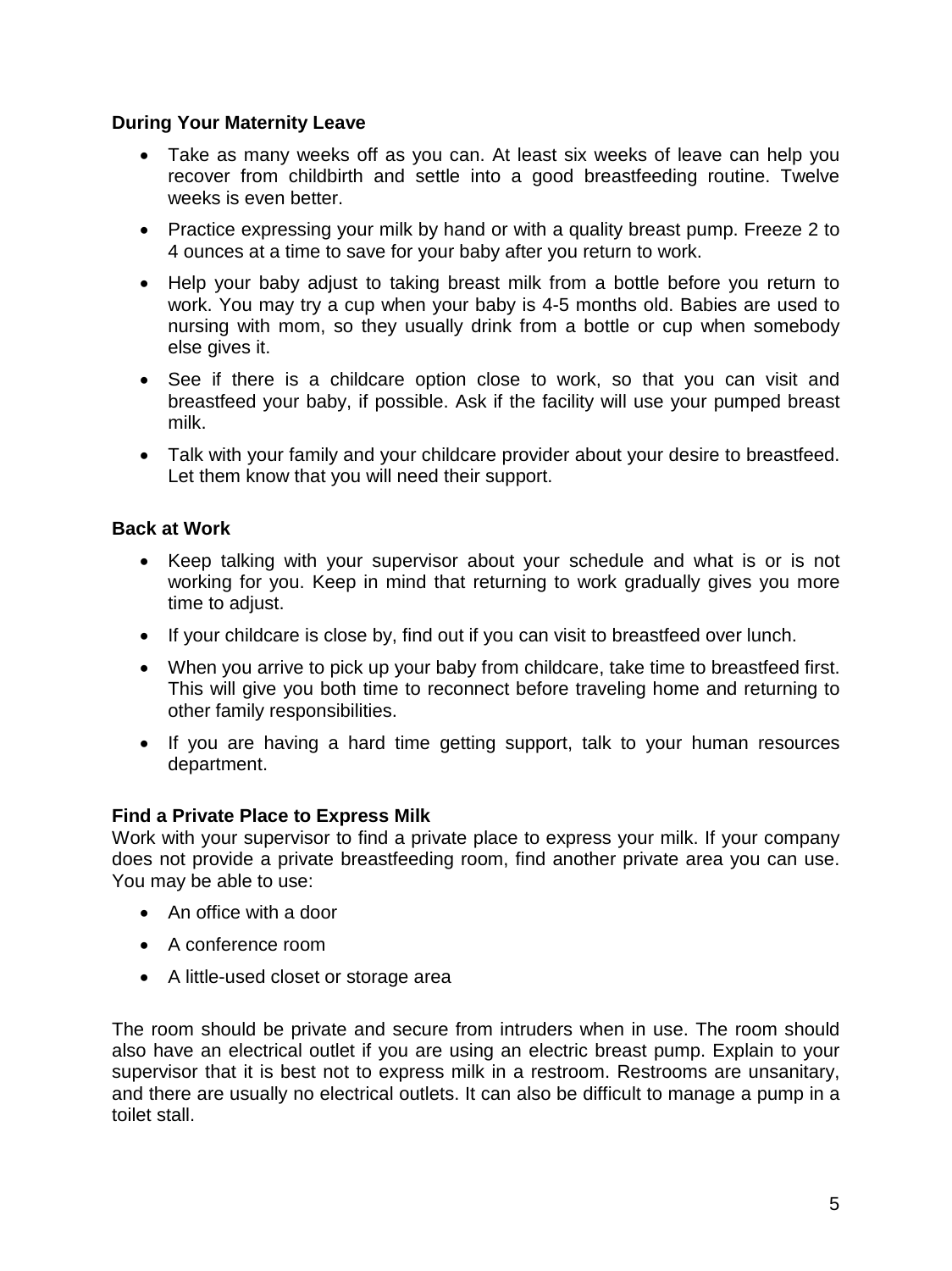### During Your Maternity Leave

- Take as many weeks off as you can. At least six weeks of leave can help you recover from childbirth and settle into a good breastfeeding routine. Twelve weeks is even better.
- Practice expressing your milk by hand or with a quality breast pump. Freeze 2 to 4 ounces at a time to save for your baby after you return to work.
- Help your baby adjust to taking breast milk from a bottle before you return to work. You may try a cup when your baby is 4-5 months old. Babies are used to nursing with mom, so they usually drink from a bottle or cup when somebody else gives it.
- See if there is a childcare option close to work, so that you can visit and breastfeed your baby, if possible. Ask if the facility will use your pumped breast milk.
- Talk with your family and your childcare provider about your desire to breastfeed. Let them know that you will need their support.

### Back at Work

- Keep talking with your supervisor about your schedule and what is or is not working for you. Keep in mind that returning to work gradually gives you more time to adjust.
- If your childcare is close by, find out if you can visit to breastfeed over lunch.
- When you arrive to pick up your baby from childcare, take time to breastfeed first. This will give you both time to reconnect before traveling home and returning to other family responsibilities.
- If you are having a hard time getting support, talk to your human resources department.

### Find a Private Place to Express Milk

Work with your supervisor to find a private place to express your milk. If your company does not provide a private breastfeeding room, find another private area you can use. You may be able to use:

- An office with a door
- A conference room
- A little-used closet or storage area

The room should be private and secure from intruders when in use. The room should also have an electrical outlet if you are using an electric breast pump. Explain to your supervisor that it is best not to express milk in a restroom. Restrooms are unsanitary, and there are usually no electrical outlets. It can also be difficult to manage a pump in a toilet stall.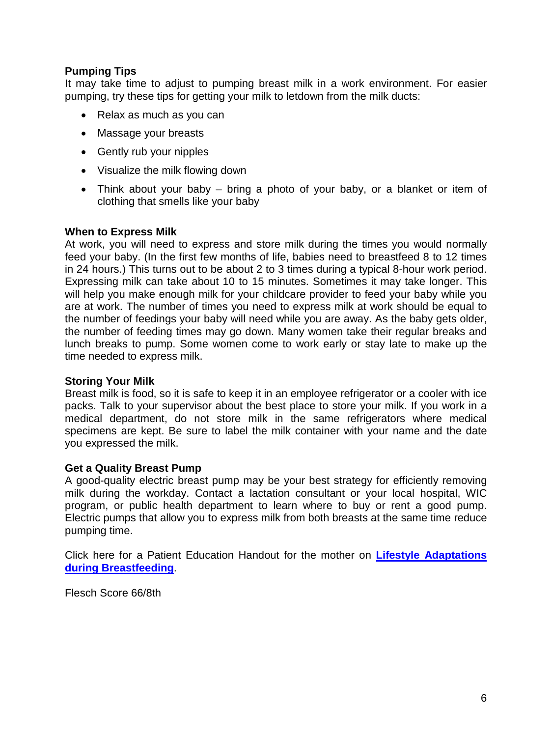### Pumping Tips

It may take time to adjust to pumping breast milk in a work environment. For easier pumping, try these tips for getting your milk to letdown from the milk ducts:

- Relax as much as you can
- Massage your breasts
- Gently rub your nipples
- Visualize the milk flowing down
- Think about your baby – bring a photo of your baby, or a blanket or item of clothing that smells like your baby

### When to Express Milk

At work, you will need to express and store milk during the times you would normally feed your baby. (In the first few months of life, babies need to breastfeed 8 to 12 times in 24 hours.) This turns out to be about 2 to 3 times during a typical 8-hour work period. Expressing milk can take about 10 to 15 minutes. Sometimes it may take longer. This will help you make enough milk for your childcare provider to feed your baby while you are at work. The number of times you need to express milk at work should be equal to the number of feedings your baby will need while you are away. As the baby gets older, the number of feeding times may go down. Many women take their regular breaks and lunch breaks to pump. Some women come to work early or stay late to make up the time needed to express milk.

### Storing Your Milk

Breast milk is food, so it is safe to keep it in an employee refrigerator or a cooler with ice packs. Talk to your supervisor about the best place to store your milk. If you work in a medical department, do not store milk in the same refrigerators where medical specimens are kept. Be sure to label the milk container with your name and the date you expressed the milk.

### Get a Quality Breast Pump

A good-quality electric breast pump may be your best strategy for efficiently removing milk during the workday. Contact a lactation consultant or your local hospital, WIC program, or public health department to learn where to buy or rent a good pump. Electric pumps that allow you to express milk from both breasts at the same time reduce pumping time.

Click here for a Patient Education Handout for the mother on **Lifestyle Adaptations during Breastfeeding**.

Flesch Score 66/8th